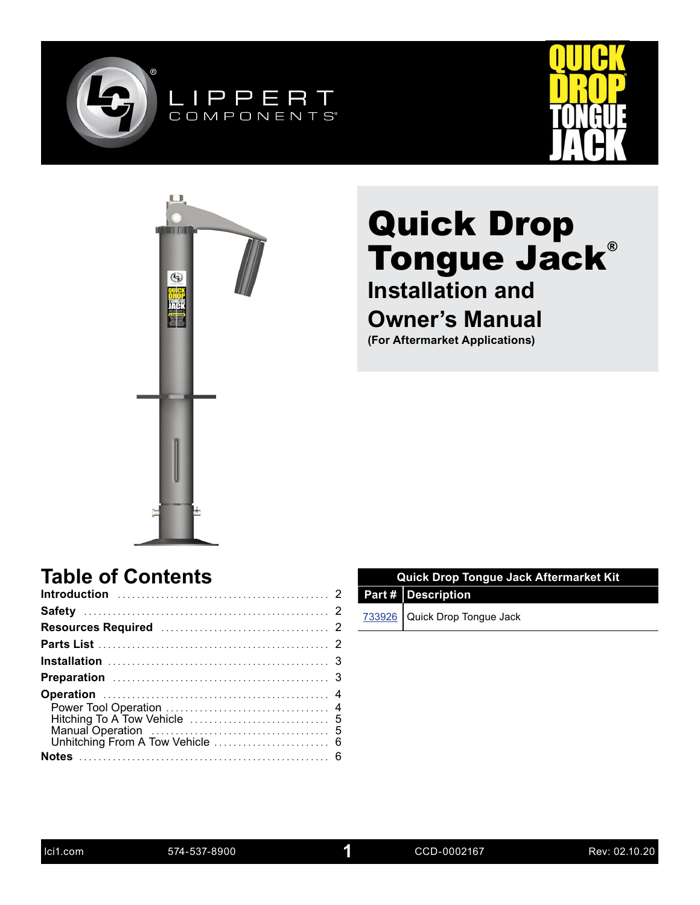# Quick Drop Tongue Jack®

## Installation and Owner's Manual

**(For Aftermarket Applications)**

## Table of Contents

**Introduction** ........................................... 2
**Safety** ................................................. 2
**Resources Required** .................................. 2
**Parts List** ............................................... 2
**Installation** ............................................ 3
**Preparation** ........................................... 3
**Operation** .............................................. 4
  Power Tool Operation ................................. 4
  Hitching To A Tow Vehicle ........................... 5
  Manual Operation ...................................... 5
  Unhitching From A Tow Vehicle ..................... 6
**Notes** ................................................... 6

| Quick Drop Tongue Jack Aftermarket Kit | |
|---|---|
| **Part #** | **Description** |
| 733926 | Quick Drop Tongue Jack |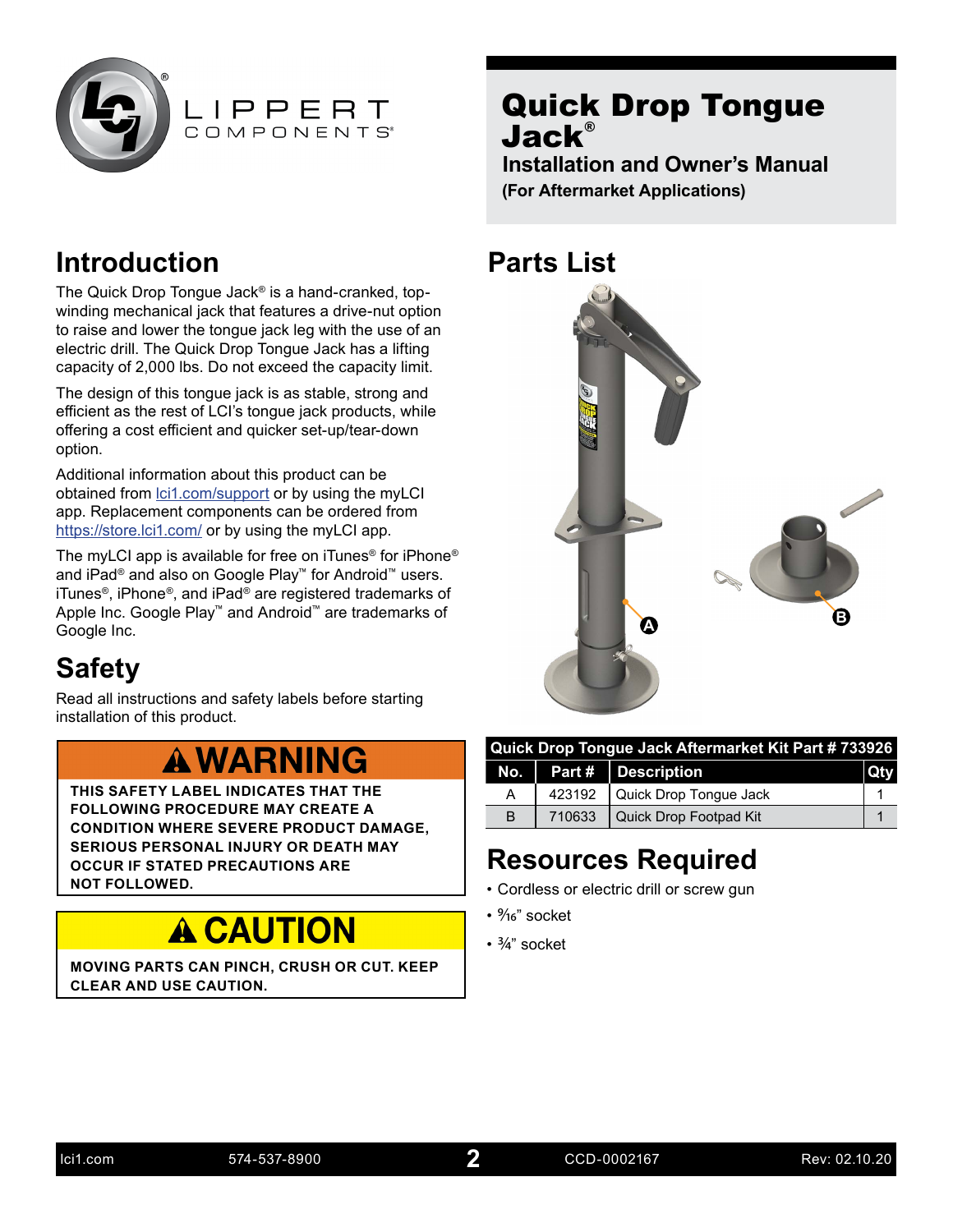# Quick Drop Tongue Jack®

## Installation and Owner's Manual

**(For Aftermarket Applications)**

## Introduction

The Quick Drop Tongue Jack® is a hand-cranked, top-winding mechanical jack that features a drive-nut option to raise and lower the tongue jack leg with the use of an electric drill. The Quick Drop Tongue Jack has a lifting capacity of 2,000 lbs. Do not exceed the capacity limit.

The design of this tongue jack is as stable, strong and efficient as the rest of LCI's tongue jack products, while offering a cost efficient and quicker set-up/tear-down option.

Additional information about this product can be obtained from lci1.com/support or by using the myLCI app. Replacement components can be ordered from https://store.lci1.com/ or by using the myLCI app.

The myLCI app is available for free on iTunes® for iPhone® and iPad® and also on Google Play™ for Android™ users. iTunes®, iPhone®, and iPad® are registered trademarks of Apple Inc. Google Play™ and Android™ are trademarks of Google Inc.

## Safety

Read all instructions and safety labels before starting installation of this product.

**⚠ WARNING**

**THIS SAFETY LABEL INDICATES THAT THE FOLLOWING PROCEDURE MAY CREATE A CONDITION WHERE SEVERE PRODUCT DAMAGE, SERIOUS PERSONAL INJURY OR DEATH MAY OCCUR IF STATED PRECAUTIONS ARE NOT FOLLOWED.**

**⚠ CAUTION**

**MOVING PARTS CAN PINCH, CRUSH OR CUT. KEEP CLEAR AND USE CAUTION.**

## Parts List

| Quick Drop Tongue Jack Aftermarket Kit Part # 733926 | | | |
|---|---|---|---|
| **No.** | **Part #** | **Description** | **Qty** |
| A | 423192 | Quick Drop Tongue Jack | 1 |
| B | 710633 | Quick Drop Footpad Kit | 1 |

## Resources Required

- Cordless or electric drill or screw gun
- 9/16" socket
- 3/4" socket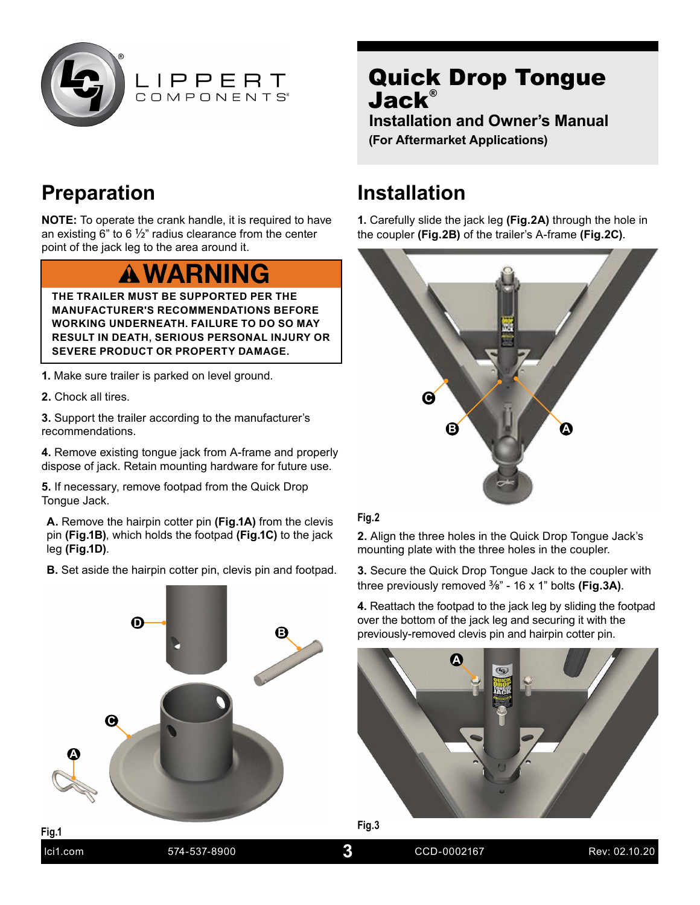# Quick Drop Tongue Jack®

**Installation and Owner's Manual**

**(For Aftermarket Applications)**

## Preparation

**NOTE:** To operate the crank handle, it is required to have an existing 6" to 6 ½" radius clearance from the center point of the jack leg to the area around it.

**⚠ WARNING**

**THE TRAILER MUST BE SUPPORTED PER THE MANUFACTURER'S RECOMMENDATIONS BEFORE WORKING UNDERNEATH. FAILURE TO DO SO MAY RESULT IN DEATH, SERIOUS PERSONAL INJURY OR SEVERE PRODUCT OR PROPERTY DAMAGE.**

**1.** Make sure trailer is parked on level ground.

**2.** Chock all tires.

**3.** Support the trailer according to the manufacturer's recommendations.

**4.** Remove existing tongue jack from A-frame and properly dispose of jack. Retain mounting hardware for future use.

**5.** If necessary, remove footpad from the Quick Drop Tongue Jack.

**A.** Remove the hairpin cotter pin **(Fig.1A)** from the clevis pin **(Fig.1B)**, which holds the footpad **(Fig.1C)** to the jack leg **(Fig.1D)**.

**B.** Set aside the hairpin cotter pin, clevis pin and footpad.

Fig.1

## Installation

**1.** Carefully slide the jack leg **(Fig.2A)** through the hole in the coupler **(Fig.2B)** of the trailer's A-frame **(Fig.2C)**.

Fig.2

**2.** Align the three holes in the Quick Drop Tongue Jack's mounting plate with the three holes in the coupler.

**3.** Secure the Quick Drop Tongue Jack to the coupler with three previously removed ⅜" - 16 x 1" bolts **(Fig.3A)**.

**4.** Reattach the footpad to the jack leg by sliding the footpad over the bottom of the jack leg and securing it with the previously-removed clevis pin and hairpin cotter pin.

Fig.3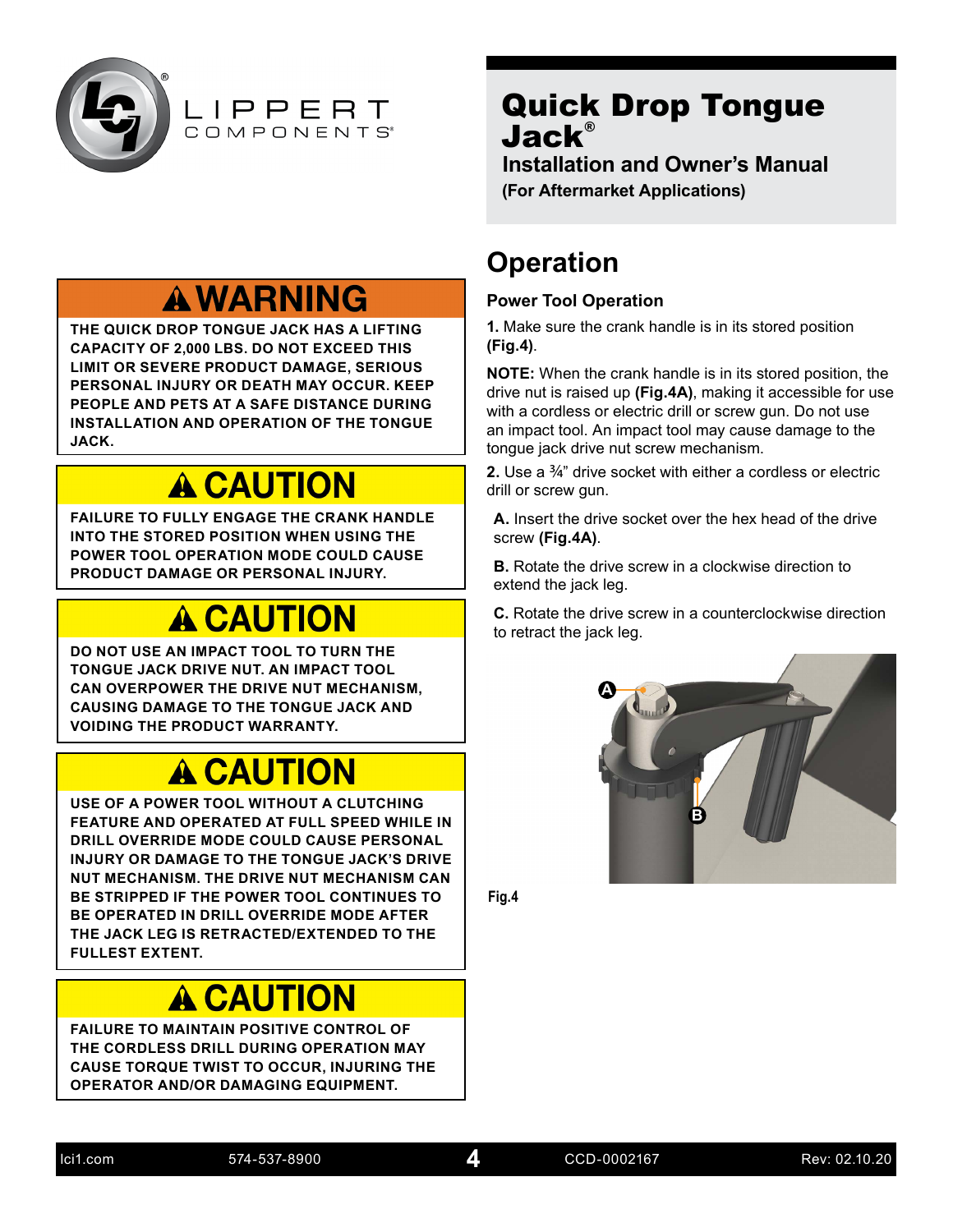# Quick Drop Tongue Jack®

**Installation and Owner's Manual**

**(For Aftermarket Applications)**

## ⚠ WARNING

**THE QUICK DROP TONGUE JACK HAS A LIFTING CAPACITY OF 2,000 LBS. DO NOT EXCEED THIS LIMIT OR SEVERE PRODUCT DAMAGE, SERIOUS PERSONAL INJURY OR DEATH MAY OCCUR. KEEP PEOPLE AND PETS AT A SAFE DISTANCE DURING INSTALLATION AND OPERATION OF THE TONGUE JACK.**

## ⚠ CAUTION

**FAILURE TO FULLY ENGAGE THE CRANK HANDLE INTO THE STORED POSITION WHEN USING THE POWER TOOL OPERATION MODE COULD CAUSE PRODUCT DAMAGE OR PERSONAL INJURY.**

## ⚠ CAUTION

**DO NOT USE AN IMPACT TOOL TO TURN THE TONGUE JACK DRIVE NUT. AN IMPACT TOOL CAN OVERPOWER THE DRIVE NUT MECHANISM, CAUSING DAMAGE TO THE TONGUE JACK AND VOIDING THE PRODUCT WARRANTY.**

## ⚠ CAUTION

**USE OF A POWER TOOL WITHOUT A CLUTCHING FEATURE AND OPERATED AT FULL SPEED WHILE IN DRILL OVERRIDE MODE COULD CAUSE PERSONAL INJURY OR DAMAGE TO THE TONGUE JACK'S DRIVE NUT MECHANISM. THE DRIVE NUT MECHANISM CAN BE STRIPPED IF THE POWER TOOL CONTINUES TO BE OPERATED IN DRILL OVERRIDE MODE AFTER THE JACK LEG IS RETRACTED/EXTENDED TO THE FULLEST EXTENT.**

## ⚠ CAUTION

**FAILURE TO MAINTAIN POSITIVE CONTROL OF THE CORDLESS DRILL DURING OPERATION MAY CAUSE TORQUE TWIST TO OCCUR, INJURING THE OPERATOR AND/OR DAMAGING EQUIPMENT.**

# Operation

### Power Tool Operation

**1.** Make sure the crank handle is in its stored position **(Fig.4)**.

**NOTE:** When the crank handle is in its stored position, the drive nut is raised up **(Fig.4A)**, making it accessible for use with a cordless or electric drill or screw gun. Do not use an impact tool. An impact tool may cause damage to the tongue jack drive nut screw mechanism.

**2.** Use a ¾" drive socket with either a cordless or electric drill or screw gun.

**A.** Insert the drive socket over the hex head of the drive screw **(Fig.4A)**.

**B.** Rotate the drive screw in a clockwise direction to extend the jack leg.

**C.** Rotate the drive screw in a counterclockwise direction to retract the jack leg.

Fig.4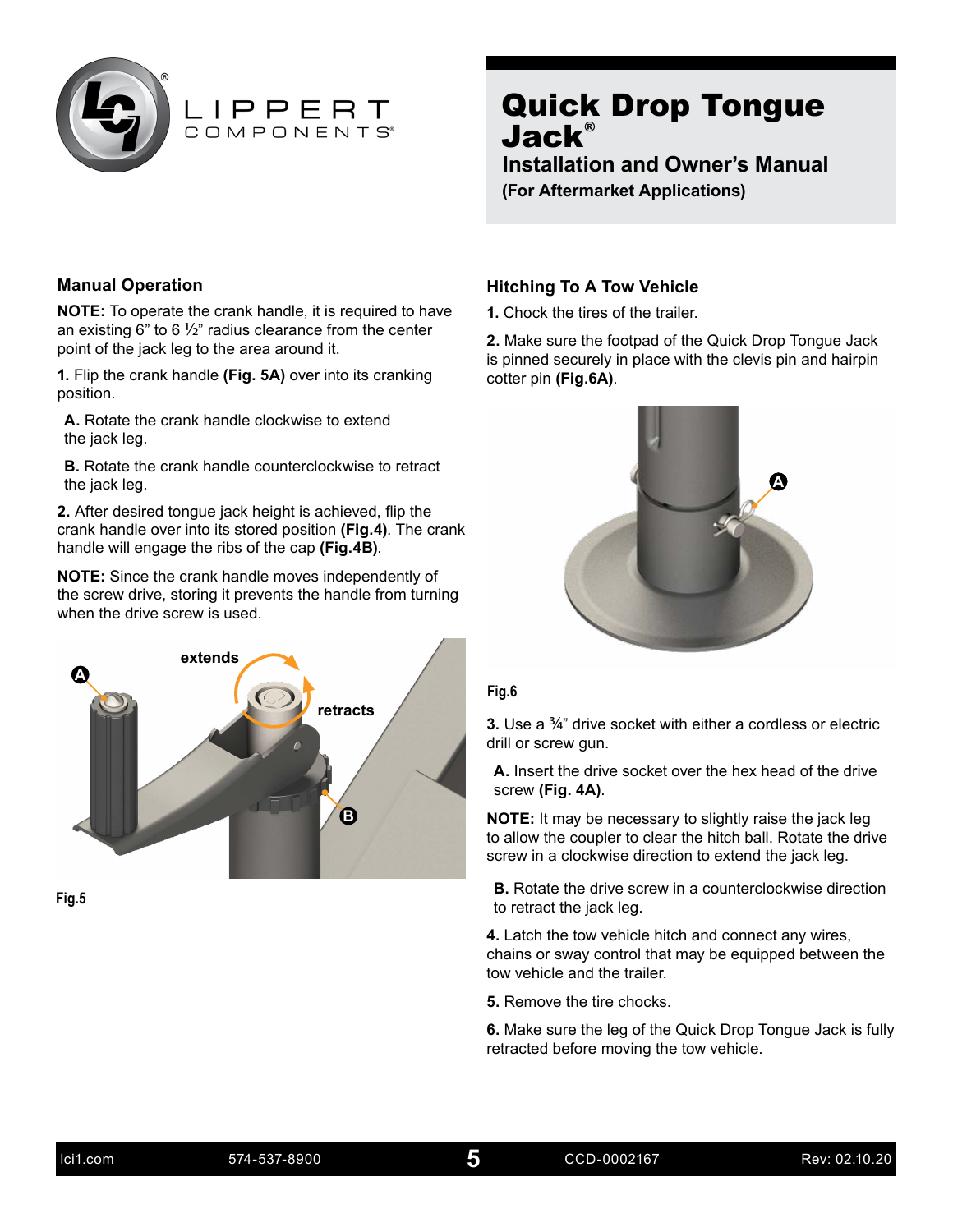# Quick Drop Tongue Jack®

## Installation and Owner's Manual

**(For Aftermarket Applications)**

### Manual Operation

**NOTE:** To operate the crank handle, it is required to have an existing 6" to 6 ½" radius clearance from the center point of the jack leg to the area around it.

**1.** Flip the crank handle **(Fig. 5A)** over into its cranking position.

**A.** Rotate the crank handle clockwise to extend the jack leg.

**B.** Rotate the crank handle counterclockwise to retract the jack leg.

**2.** After desired tongue jack height is achieved, flip the crank handle over into its stored position **(Fig.4)**. The crank handle will engage the ribs of the cap **(Fig.4B)**.

**NOTE:** Since the crank handle moves independently of the screw drive, storing it prevents the handle from turning when the drive screw is used.

Fig.5

### Hitching To A Tow Vehicle

**1.** Chock the tires of the trailer.

**2.** Make sure the footpad of the Quick Drop Tongue Jack is pinned securely in place with the clevis pin and hairpin cotter pin **(Fig.6A)**.

Fig.6

**3.** Use a ¾" drive socket with either a cordless or electric drill or screw gun.

**A.** Insert the drive socket over the hex head of the drive screw **(Fig. 4A)**.

**NOTE:** It may be necessary to slightly raise the jack leg to allow the coupler to clear the hitch ball. Rotate the drive screw in a clockwise direction to extend the jack leg.

**B.** Rotate the drive screw in a counterclockwise direction to retract the jack leg.

**4.** Latch the tow vehicle hitch and connect any wires, chains or sway control that may be equipped between the tow vehicle and the trailer.

**5.** Remove the tire chocks.

**6.** Make sure the leg of the Quick Drop Tongue Jack is fully retracted before moving the tow vehicle.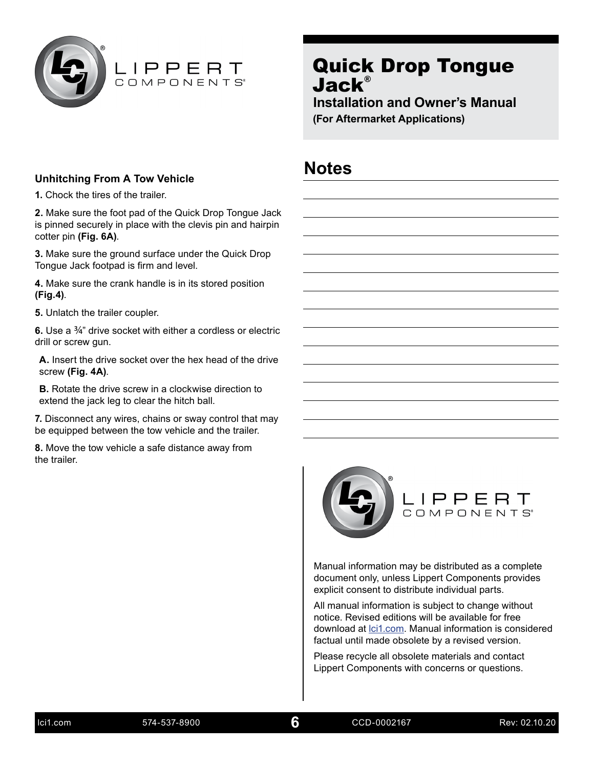# Quick Drop Tongue Jack®

## Installation and Owner's Manual

**(For Aftermarket Applications)**

### Unhitching From A Tow Vehicle

**1.** Chock the tires of the trailer.

**2.** Make sure the foot pad of the Quick Drop Tongue Jack is pinned securely in place with the clevis pin and hairpin cotter pin **(Fig. 6A)**.

**3.** Make sure the ground surface under the Quick Drop Tongue Jack footpad is firm and level.

**4.** Make sure the crank handle is in its stored position **(Fig.4)**.

**5.** Unlatch the trailer coupler.

**6.** Use a ¾" drive socket with either a cordless or electric drill or screw gun.

**A.** Insert the drive socket over the hex head of the drive screw **(Fig. 4A)**.

**B.** Rotate the drive screw in a clockwise direction to extend the jack leg to clear the hitch ball.

**7.** Disconnect any wires, chains or sway control that may be equipped between the tow vehicle and the trailer.

**8.** Move the tow vehicle a safe distance away from the trailer.

## Notes

Manual information may be distributed as a complete document only, unless Lippert Components provides explicit consent to distribute individual parts.

All manual information is subject to change without notice. Revised editions will be available for free download at lci1.com. Manual information is considered factual until made obsolete by a revised version.

Please recycle all obsolete materials and contact Lippert Components with concerns or questions.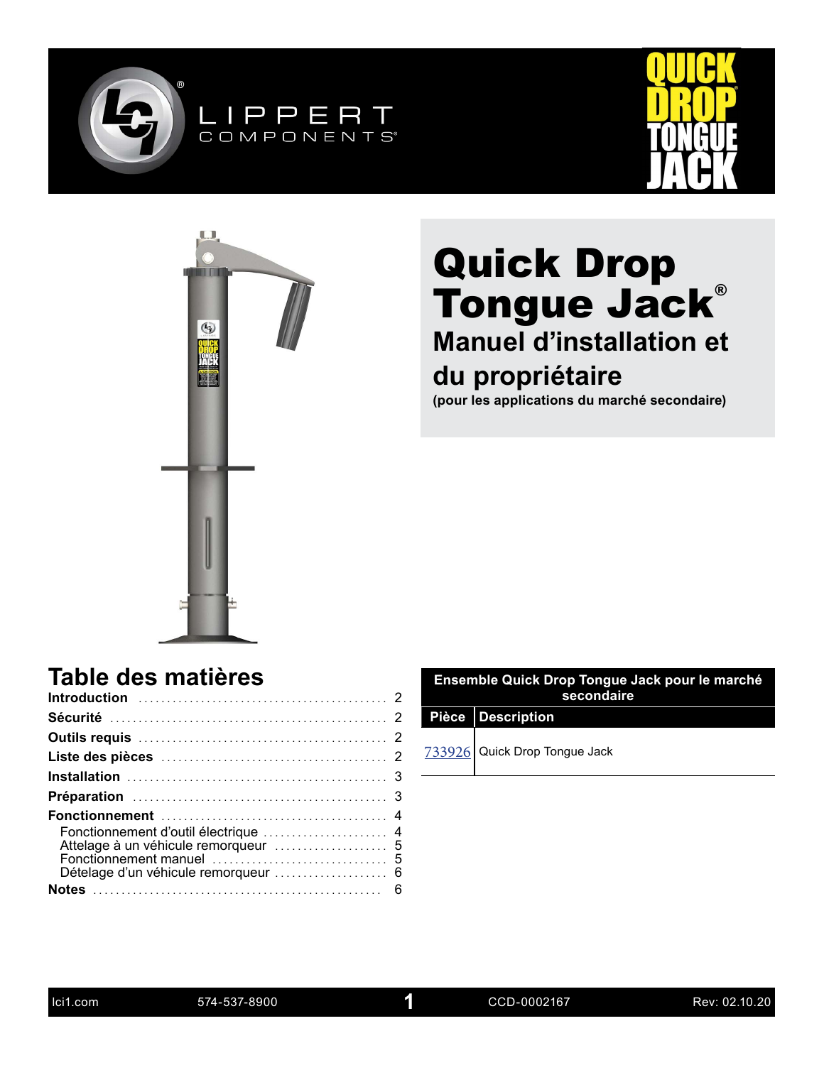# Quick Drop Tongue Jack®

## Manuel d'installation et du propriétaire

**(pour les applications du marché secondaire)**

## Table des matières

**Introduction** .......... 2
**Sécurité** .......... 2
**Outils requis** .......... 2
**Liste des pièces** .......... 2
**Installation** .......... 3
**Préparation** .......... 3
**Fonctionnement** .......... 4
- Fonctionnement d'outil électrique .......... 4
- Attelage à un véhicule remorqueur .......... 5
- Fonctionnement manuel .......... 5
- Dételage d'un véhicule remorqueur .......... 6

**Notes** .......... 6

| Ensemble Quick Drop Tongue Jack pour le marché secondaire | |
|---|---|
| **Pièce** | **Description** |
| 733926 | Quick Drop Tongue Jack |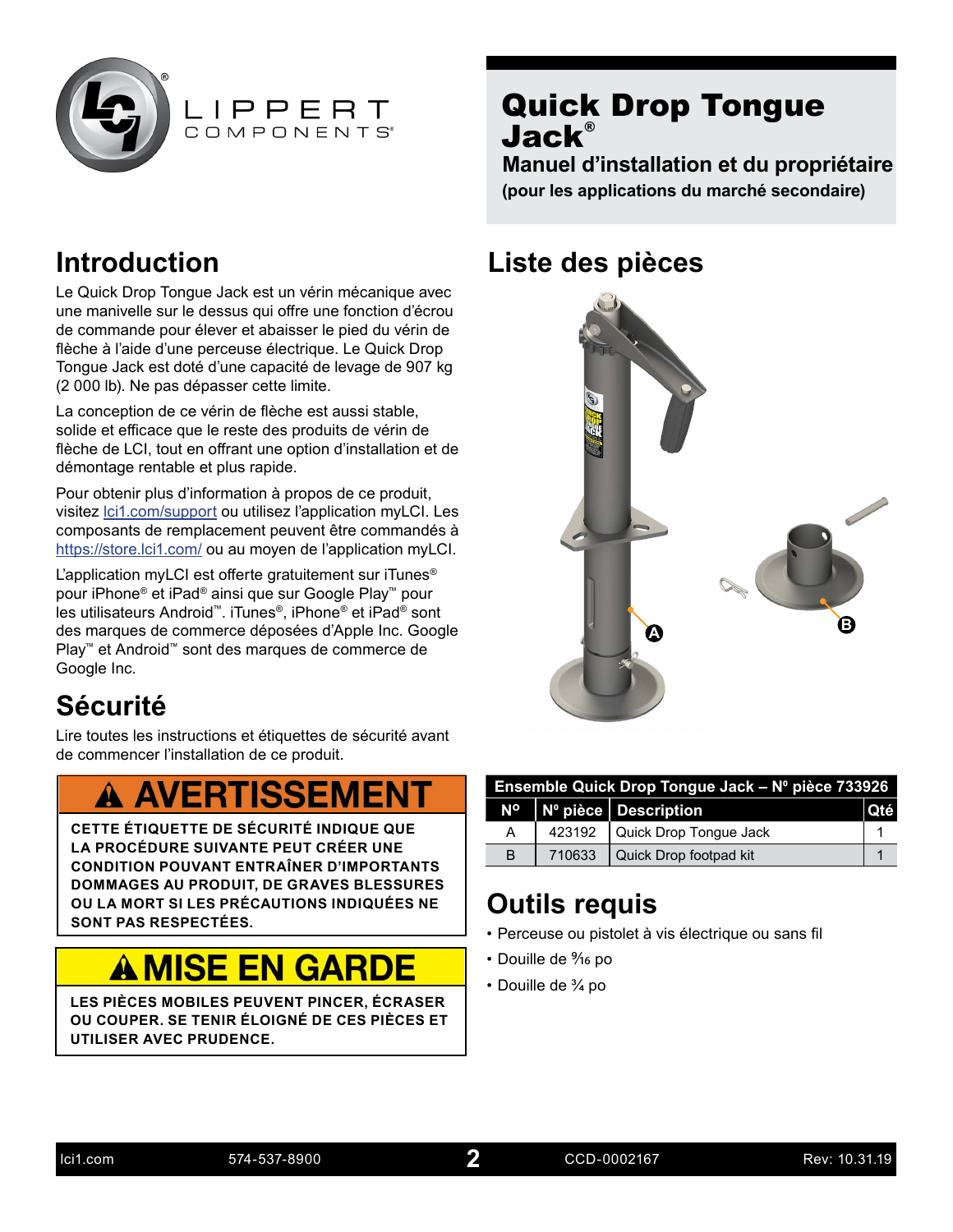# Quick Drop Tongue Jack®

## Manuel d'installation et du propriétaire

**(pour les applications du marché secondaire)**

## Introduction

Le Quick Drop Tongue Jack est un vérin mécanique avec une manivelle sur le dessus qui offre une fonction d'écrou de commande pour élever et abaisser le pied du vérin de flèche à l'aide d'une perceuse électrique. Le Quick Drop Tongue Jack est doté d'une capacité de levage de 907 kg (2 000 lb). Ne pas dépasser cette limite.

La conception de ce vérin de flèche est aussi stable, solide et efficace que le reste des produits de vérin de flèche de LCI, tout en offrant une option d'installation et de démontage rentable et plus rapide.

Pour obtenir plus d'information à propos de ce produit, visitez lci1.com/support ou utilisez l'application myLCI. Les composants de remplacement peuvent être commandés à https://store.lci1.com/ ou au moyen de l'application myLCI.

L'application myLCI est offerte gratuitement sur iTunes® pour iPhone® et iPad® ainsi que sur Google Play™ pour les utilisateurs Android™. iTunes®, iPhone® et iPad® sont des marques de commerce déposées d'Apple Inc. Google Play™ et Android™ sont des marques de commerce de Google Inc.

## Sécurité

Lire toutes les instructions et étiquettes de sécurité avant de commencer l'installation de ce produit.

**⚠ AVERTISSEMENT**

**CETTE ÉTIQUETTE DE SÉCURITÉ INDIQUE QUE LA PROCÉDURE SUIVANTE PEUT CRÉER UNE CONDITION POUVANT ENTRAÎNER D'IMPORTANTS DOMMAGES AU PRODUIT, DE GRAVES BLESSURES OU LA MORT SI LES PRÉCAUTIONS INDIQUÉES NE SONT PAS RESPECTÉES.**

**⚠ MISE EN GARDE**

**LES PIÈCES MOBILES PEUVENT PINCER, ÉCRASER OU COUPER. SE TENIR ÉLOIGNÉ DE CES PIÈCES ET UTILISER AVEC PRUDENCE.**

## Liste des pièces

| Ensemble Quick Drop Tongue Jack – Nº pièce 733926 | | | |
|---|---|---|---|
| Nº | Nº pièce | Description | Qté |
| A | 423192 | Quick Drop Tongue Jack | 1 |
| B | 710633 | Quick Drop footpad kit | 1 |

## Outils requis

- Perceuse ou pistolet à vis électrique ou sans fil
- Douille de 9/16 po
- Douille de ¾ po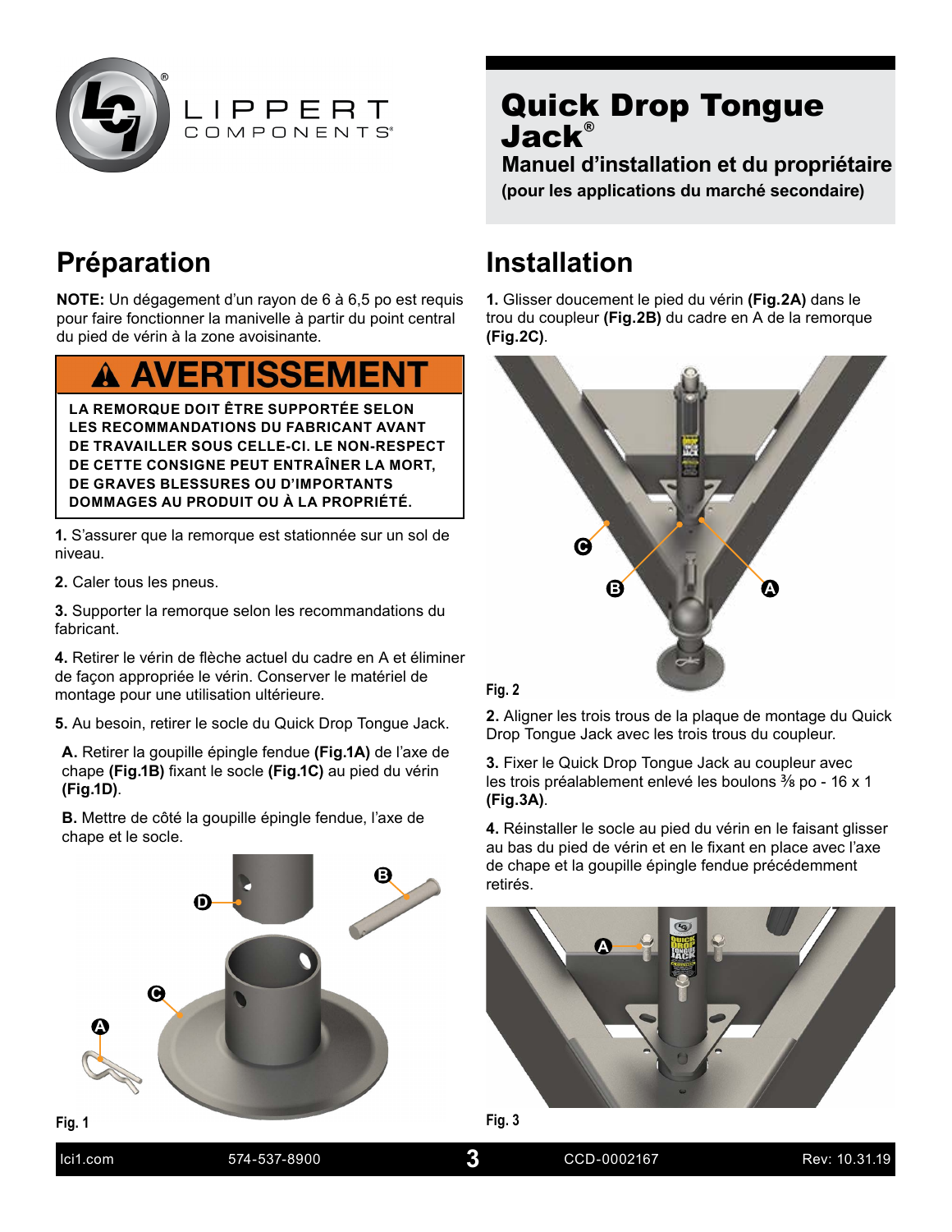# Quick Drop Tongue Jack®

**Manuel d'installation et du propriétaire**

**(pour les applications du marché secondaire)**

## Préparation

**NOTE:** Un dégagement d'un rayon de 6 à 6,5 po est requis pour faire fonctionner la manivelle à partir du point central du pied de vérin à la zone avoisinante.

**⚠ AVERTISSEMENT**

**LA REMORQUE DOIT ÊTRE SUPPORTÉE SELON LES RECOMMANDATIONS DU FABRICANT AVANT DE TRAVAILLER SOUS CELLE-CI. LE NON-RESPECT DE CETTE CONSIGNE PEUT ENTRAÎNER LA MORT, DE GRAVES BLESSURES OU D'IMPORTANTS DOMMAGES AU PRODUIT OU À LA PROPRIÉTÉ.**

**1.** S'assurer que la remorque est stationnée sur un sol de niveau.

**2.** Caler tous les pneus.

**3.** Supporter la remorque selon les recommandations du fabricant.

**4.** Retirer le vérin de flèche actuel du cadre en A et éliminer de façon appropriée le vérin. Conserver le matériel de montage pour une utilisation ultérieure.

**5.** Au besoin, retirer le socle du Quick Drop Tongue Jack.

**A.** Retirer la goupille épingle fendue **(Fig.1A)** de l'axe de chape **(Fig.1B)** fixant le socle **(Fig.1C)** au pied du vérin **(Fig.1D)**.

**B.** Mettre de côté la goupille épingle fendue, l'axe de chape et le socle.

Fig. 1

## Installation

**1.** Glisser doucement le pied du vérin **(Fig.2A)** dans le trou du coupleur **(Fig.2B)** du cadre en A de la remorque **(Fig.2C)**.

Fig. 2

**2.** Aligner les trois trous de la plaque de montage du Quick Drop Tongue Jack avec les trois trous du coupleur.

**3.** Fixer le Quick Drop Tongue Jack au coupleur avec les trois préalablement enlevé les boulons ⅜ po - 16 x 1 **(Fig.3A)**.

**4.** Réinstaller le socle au pied du vérin en le faisant glisser au bas du pied de vérin et en le fixant en place avec l'axe de chape et la goupille épingle fendue précédemment retirés.

Fig. 3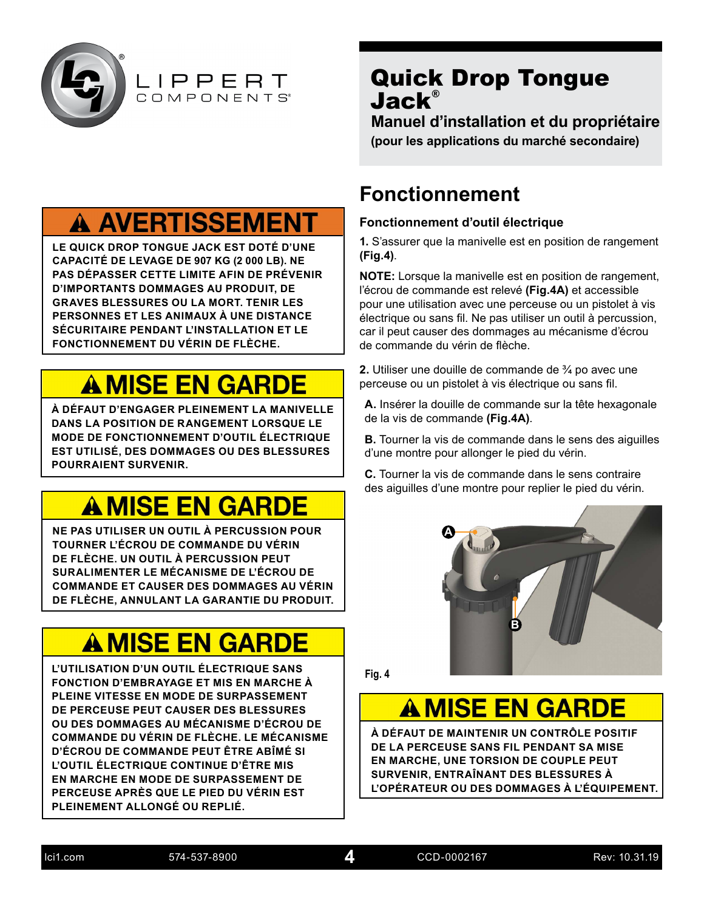# Quick Drop Tongue Jack®

**Manuel d'installation et du propriétaire**

**(pour les applications du marché secondaire)**

## ⚠ AVERTISSEMENT

**LE QUICK DROP TONGUE JACK EST DOTÉ D'UNE CAPACITÉ DE LEVAGE DE 907 KG (2 000 LB). NE PAS DÉPASSER CETTE LIMITE AFIN DE PRÉVENIR D'IMPORTANTS DOMMAGES AU PRODUIT, DE GRAVES BLESSURES OU LA MORT. TENIR LES PERSONNES ET LES ANIMAUX À UNE DISTANCE SÉCURITAIRE PENDANT L'INSTALLATION ET LE FONCTIONNEMENT DU VÉRIN DE FLÈCHE.**

## ⚠ MISE EN GARDE

**À DÉFAUT D'ENGAGER PLEINEMENT LA MANIVELLE DANS LA POSITION DE RANGEMENT LORSQUE LE MODE DE FONCTIONNEMENT D'OUTIL ÉLECTRIQUE EST UTILISÉ, DES DOMMAGES OU DES BLESSURES POURRAIENT SURVENIR.**

## ⚠ MISE EN GARDE

**NE PAS UTILISER UN OUTIL À PERCUSSION POUR TOURNER L'ÉCROU DE COMMANDE DU VÉRIN DE FLÈCHE. UN OUTIL À PERCUSSION PEUT SURALIMENTER LE MÉCANISME DE L'ÉCROU DE COMMANDE ET CAUSER DES DOMMAGES AU VÉRIN DE FLÈCHE, ANNULANT LA GARANTIE DU PRODUIT.**

## ⚠ MISE EN GARDE

**L'UTILISATION D'UN OUTIL ÉLECTRIQUE SANS FONCTION D'EMBRAYAGE ET MIS EN MARCHE À PLEINE VITESSE EN MODE DE SURPASSEMENT DE PERCEUSE PEUT CAUSER DES BLESSURES OU DES DOMMAGES AU MÉCANISME D'ÉCROU DE COMMANDE DU VÉRIN DE FLÈCHE. LE MÉCANISME D'ÉCROU DE COMMANDE PEUT ÊTRE ABÎMÉ SI L'OUTIL ÉLECTRIQUE CONTINUE D'ÊTRE MIS EN MARCHE EN MODE DE SURPASSEMENT DE PERCEUSE APRÈS QUE LE PIED DU VÉRIN EST PLEINEMENT ALLONGÉ OU REPLIÉ.**

## Fonctionnement

### Fonctionnement d'outil électrique

**1.** S'assurer que la manivelle est en position de rangement **(Fig.4)**.

**NOTE:** Lorsque la manivelle est en position de rangement, l'écrou de commande est relevé **(Fig.4A)** et accessible pour une utilisation avec une perceuse ou un pistolet à vis électrique ou sans fil. Ne pas utiliser un outil à percussion, car il peut causer des dommages au mécanisme d'écrou de commande du vérin de flèche.

**2.** Utiliser une douille de commande de ¾ po avec une perceuse ou un pistolet à vis électrique ou sans fil.

**A.** Insérer la douille de commande sur la tête hexagonale de la vis de commande **(Fig.4A)**.

**B.** Tourner la vis de commande dans le sens des aiguilles d'une montre pour allonger le pied du vérin.

**C.** Tourner la vis de commande dans le sens contraire des aiguilles d'une montre pour replier le pied du vérin.

Fig. 4

## ⚠ MISE EN GARDE

**À DÉFAUT DE MAINTENIR UN CONTRÔLE POSITIF DE LA PERCEUSE SANS FIL PENDANT SA MISE EN MARCHE, UNE TORSION DE COUPLE PEUT SURVENIR, ENTRAÎNANT DES BLESSURES À L'OPÉRATEUR OU DES DOMMAGES À L'ÉQUIPEMENT.**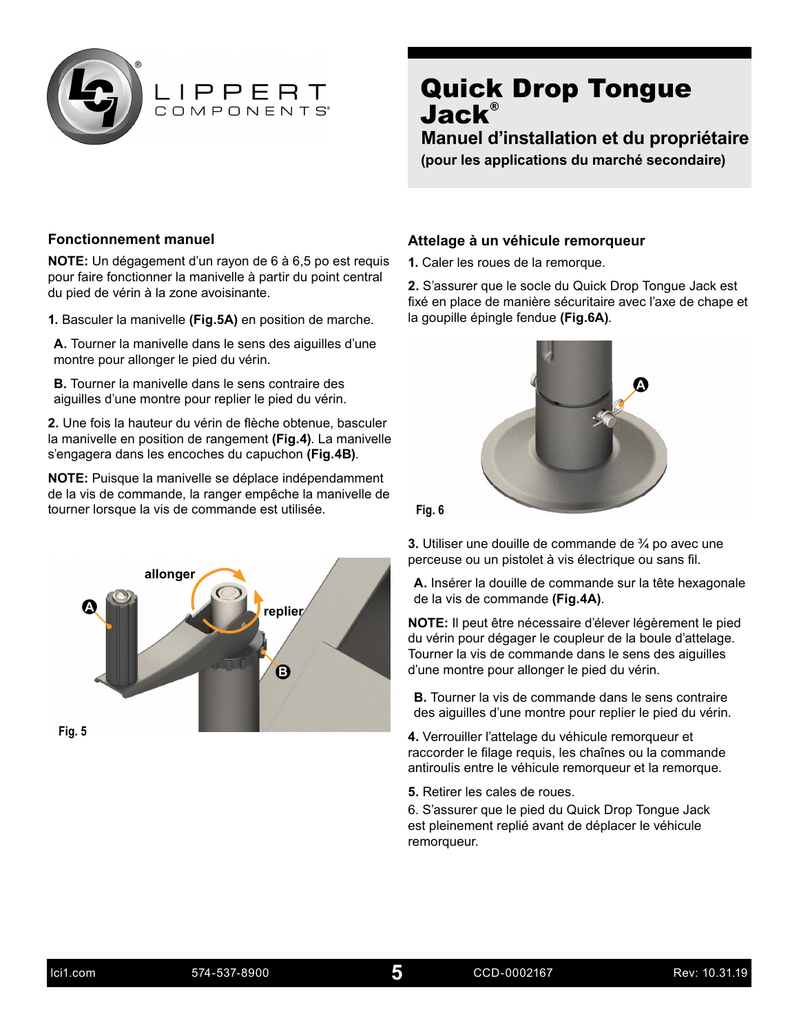# Quick Drop Tongue Jack®

## Manuel d'installation et du propriétaire

**(pour les applications du marché secondaire)**

### Fonctionnement manuel

**NOTE:** Un dégagement d'un rayon de 6 à 6,5 po est requis pour faire fonctionner la manivelle à partir du point central du pied de vérin à la zone avoisinante.

**1.** Basculer la manivelle **(Fig.5A)** en position de marche.

**A.** Tourner la manivelle dans le sens des aiguilles d'une montre pour allonger le pied du vérin.

**B.** Tourner la manivelle dans le sens contraire des aiguilles d'une montre pour replier le pied du vérin.

**2.** Une fois la hauteur du vérin de flèche obtenue, basculer la manivelle en position de rangement **(Fig.4)**. La manivelle s'engagera dans les encoches du capuchon **(Fig.4B)**.

**NOTE:** Puisque la manivelle se déplace indépendamment de la vis de commande, la ranger empêche la manivelle de tourner lorsque la vis de commande est utilisée.

allonger

replier

A

B

Fig. 5

### Attelage à un véhicule remorqueur

**1.** Caler les roues de la remorque.

**2.** S'assurer que le socle du Quick Drop Tongue Jack est fixé en place de manière sécuritaire avec l'axe de chape et la goupille épingle fendue **(Fig.6A)**.

A

Fig. 6

**3.** Utiliser une douille de commande de ¾ po avec une perceuse ou un pistolet à vis électrique ou sans fil.

**A.** Insérer la douille de commande sur la tête hexagonale de la vis de commande **(Fig.4A)**.

**NOTE:** Il peut être nécessaire d'élever légèrement le pied du vérin pour dégager le coupleur de la boule d'attelage. Tourner la vis de commande dans le sens des aiguilles d'une montre pour allonger le pied du vérin.

**B.** Tourner la vis de commande dans le sens contraire des aiguilles d'une montre pour replier le pied du vérin.

**4.** Verrouiller l'attelage du véhicule remorqueur et raccorder le filage requis, les chaînes ou la commande antiroulis entre le véhicule remorqueur et la remorque.

**5.** Retirer les cales de roues.

6. S'assurer que le pied du Quick Drop Tongue Jack est pleinement replié avant de déplacer le véhicule remorqueur.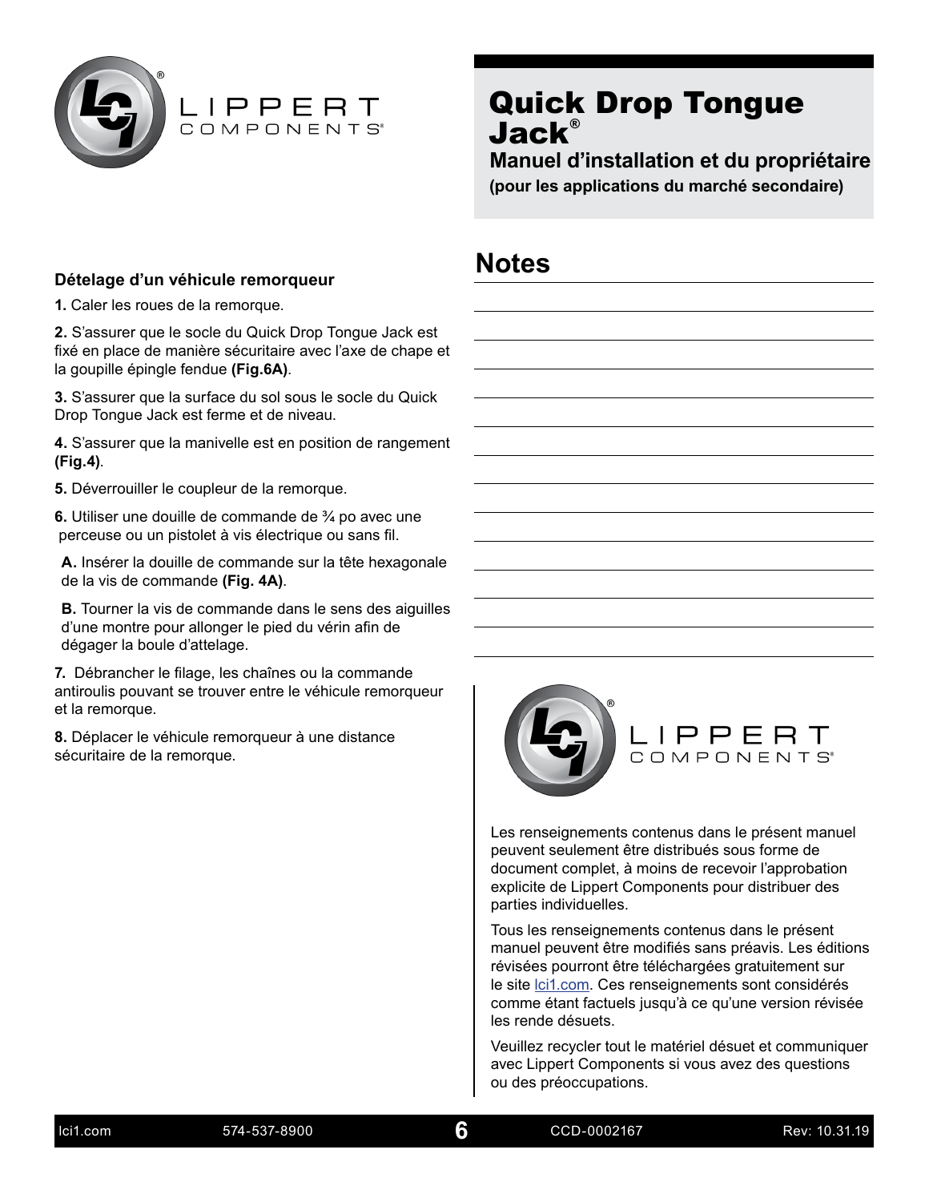# Quick Drop Tongue Jack®

## Manuel d'installation et du propriétaire

**(pour les applications du marché secondaire)**

### Dételage d'un véhicule remorqueur

**1.** Caler les roues de la remorque.

**2.** S'assurer que le socle du Quick Drop Tongue Jack est fixé en place de manière sécuritaire avec l'axe de chape et la goupille épingle fendue **(Fig.6A)**.

**3.** S'assurer que la surface du sol sous le socle du Quick Drop Tongue Jack est ferme et de niveau.

**4.** S'assurer que la manivelle est en position de rangement **(Fig.4)**.

**5.** Déverrouiller le coupleur de la remorque.

**6.** Utiliser une douille de commande de ¾ po avec une perceuse ou un pistolet à vis électrique ou sans fil.

**A.** Insérer la douille de commande sur la tête hexagonale de la vis de commande **(Fig. 4A)**.

**B.** Tourner la vis de commande dans le sens des aiguilles d'une montre pour allonger le pied du vérin afin de dégager la boule d'attelage.

**7.** Débrancher le filage, les chaînes ou la commande antiroulis pouvant se trouver entre le véhicule remorqueur et la remorque.

**8.** Déplacer le véhicule remorqueur à une distance sécuritaire de la remorque.

## Notes

LIPPERT COMPONENTS®

Les renseignements contenus dans le présent manuel peuvent seulement être distribués sous forme de document complet, à moins de recevoir l'approbation explicite de Lippert Components pour distribuer des parties individuelles.

Tous les renseignements contenus dans le présent manuel peuvent être modifiés sans préavis. Les éditions révisées pourront être téléchargées gratuitement sur le site lci1.com. Ces renseignements sont considérés comme étant factuels jusqu'à ce qu'une version révisée les rende désuets.

Veuillez recycler tout le matériel désuet et communiquer avec Lippert Components si vous avez des questions ou des préoccupations.